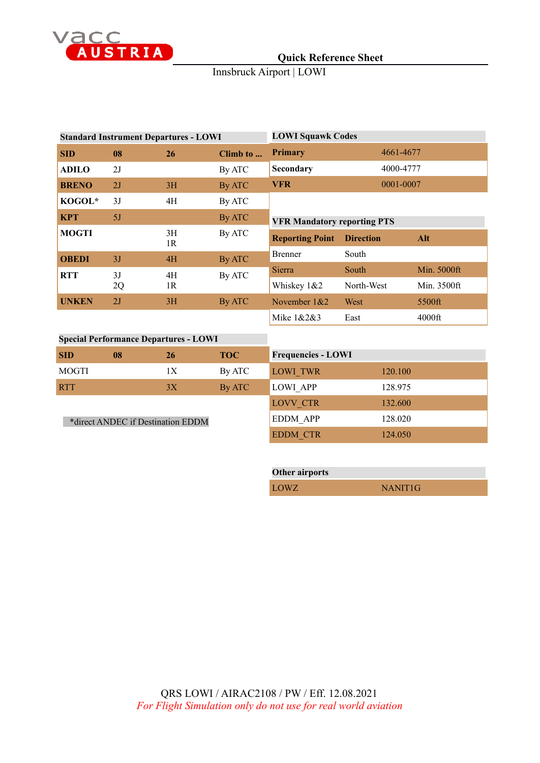vacc AUSTRIA

# Quick Reference Sheet

Innsbruck Airport | LOWI

## Standard Instrument Departures - LOWI

| SID | 08 | 26 | Climb to ... |
|---|---|---|---|
| ADILO | 2J | | By ATC |
| BRENO | 2J | 3H | By ATC |
| KOGOL* | 3J | 4H | By ATC |
| KPT | 5J | | By ATC |
| MOGTI | | 3H<br>1R | By ATC |
| OBEDI | 3J | 4H | By ATC |
| RTT | 3J<br>2Q | 4H<br>1R | By ATC |
| UNKEN | 2J | 3H | By ATC |

## Special Performance Departures - LOWI

| SID | 08 | 26 | TOC |
|---|---|---|---|
| MOGTI | | 1X | By ATC |
| RTT | | 3X | By ATC |

*direct ANDEC if Destination EDDM

## LOWI Squawk Codes

| | |
|---|---|
| **Primary** | 4661-4677 |
| **Secondary** | 4000-4777 |
| **VFR** | 0001-0007 |

## VFR Mandatory reporting PTS

| Reporting Point | Direction | Alt |
|---|---|---|
| Brenner | South | |
| Sierra | South | Min. 5000ft |
| Whiskey 1&2 | North-West | Min. 3500ft |
| November 1&2 | West | 5500ft |
| Mike 1&2&3 | East | 4000ft |

## Frequencies - LOWI

| | |
|---|---|
| LOWI_TWR | 120.100 |
| LOWI_APP | 128.975 |
| LOVV_CTR | 132.600 |
| EDDM_APP | 128.020 |
| EDDM_CTR | 124.050 |

## Other airports

| | |
|---|---|
| LOWZ | NANIT1G |

QRS LOWI / AIRAC2108 / PW / Eff. 12.08.2021

*For Flight Simulation only do not use for real world aviation*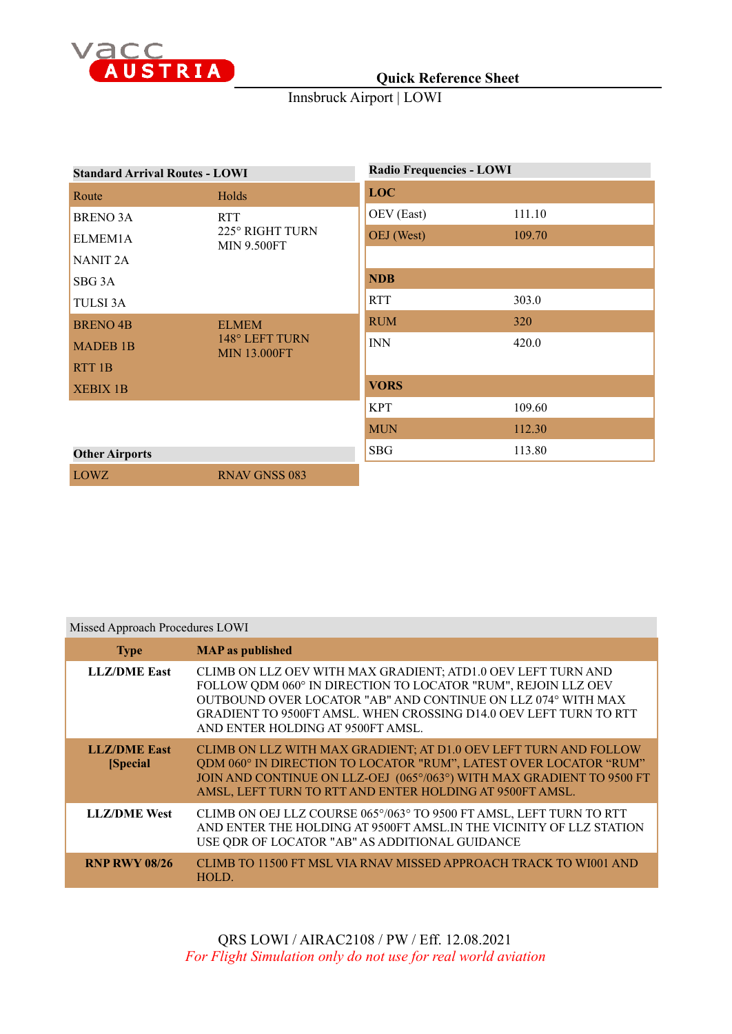# Quick Reference Sheet

Innsbruck Airport | LOWI

**Standard Arrival Routes - LOWI**

| Route | Holds |
|---|---|
| BRENO 3A<br>ELMEM1A<br>NANIT 2A<br>SBG 3A<br>TULSI 3A | RTT<br>225° RIGHT TURN<br>MIN 9.500FT |
| BRENO 4B<br>MADEB 1B<br>RTT 1B<br>XEBIX 1B | ELMEM<br>148° LEFT TURN<br>MIN 13.000FT |

**Other Airports**

| | |
|---|---|
| LOWZ | RNAV GNSS 083 |

**Radio Frequencies - LOWI**

| | |
|---|---|
| **LOC** | |
| OEV (East) | 111.10 |
| OEJ (West) | 109.70 |
| **NDB** | |
| RTT | 303.0 |
| RUM | 320 |
| INN | 420.0 |
| **VORS** | |
| KPT | 109.60 |
| MUN | 112.30 |
| SBG | 113.80 |

Missed Approach Procedures LOWI

| Type | MAP as published |
|---|---|
| **LLZ/DME East** | CLIMB ON LLZ OEV WITH MAX GRADIENT; ATD1.0 OEV LEFT TURN AND FOLLOW QDM 060° IN DIRECTION TO LOCATOR "RUM", REJOIN LLZ OEV OUTBOUND OVER LOCATOR "AB" AND CONTINUE ON LLZ 074° WITH MAX GRADIENT TO 9500FT AMSL. WHEN CROSSING D14.0 OEV LEFT TURN TO RTT AND ENTER HOLDING AT 9500FT AMSL. |
| **LLZ/DME East [Special** | CLIMB ON LLZ WITH MAX GRADIENT; AT D1.0 OEV LEFT TURN AND FOLLOW QDM 060° IN DIRECTION TO LOCATOR "RUM", LATEST OVER LOCATOR "RUM" JOIN AND CONTINUE ON LLZ-OEJ (065°/063°) WITH MAX GRADIENT TO 9500 FT AMSL, LEFT TURN TO RTT AND ENTER HOLDING AT 9500FT AMSL. |
| **LLZ/DME West** | CLIMB ON OEJ LLZ COURSE 065°/063° TO 9500 FT AMSL, LEFT TURN TO RTT AND ENTER THE HOLDING AT 9500FT AMSL.IN THE VICINITY OF LLZ STATION USE QDR OF LOCATOR "AB" AS ADDITIONAL GUIDANCE |
| **RNP RWY 08/26** | CLIMB TO 11500 FT MSL VIA RNAV MISSED APPROACH TRACK TO WI001 AND HOLD. |

QRS LOWI / AIRAC2108 / PW / Eff. 12.08.2021

*For Flight Simulation only do not use for real world aviation*